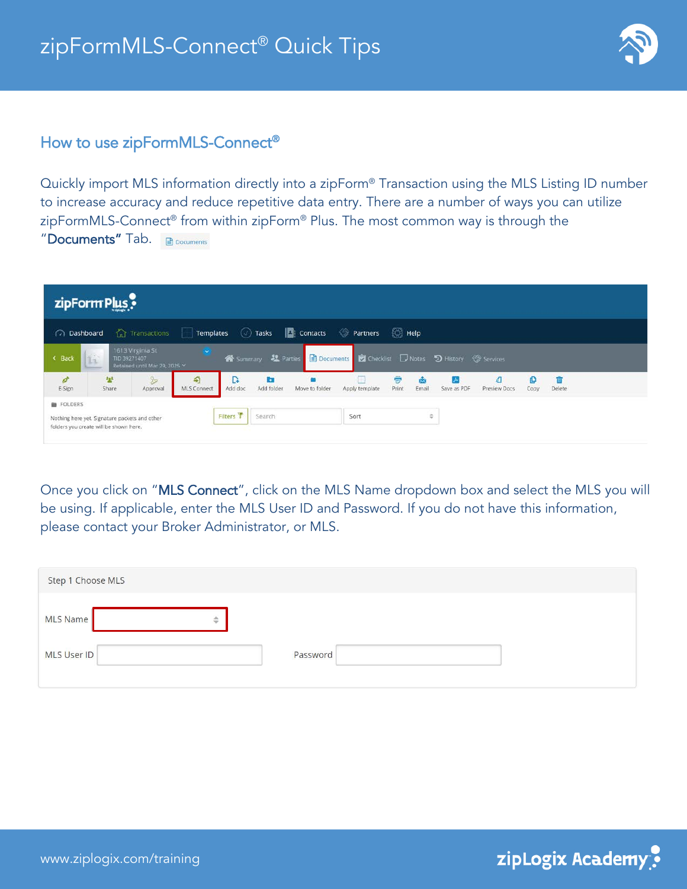# zipFormMLS-Connect® Quick Tips

## How to use zipFormMLS-Connect®

Quickly import MLS information directly into a zipForm® Transaction using the MLS Listing ID number to increase accuracy and reduce repetitive data entry. There are a number of ways you can utilize zipFormMLS-Connect® from within zipForm® Plus. The most common way is through the "**Documents**" Tab.

Once you click on "**MLS Connect**", click on the MLS Name dropdown box and select the MLS you will be using. If applicable, enter the MLS User ID and Password. If you do not have this information, please contact your Broker Administrator, or MLS.

Step 1 Choose MLS

MLS Name

MLS User ID Password

www.ziplogix.com/training

zipLogix Academy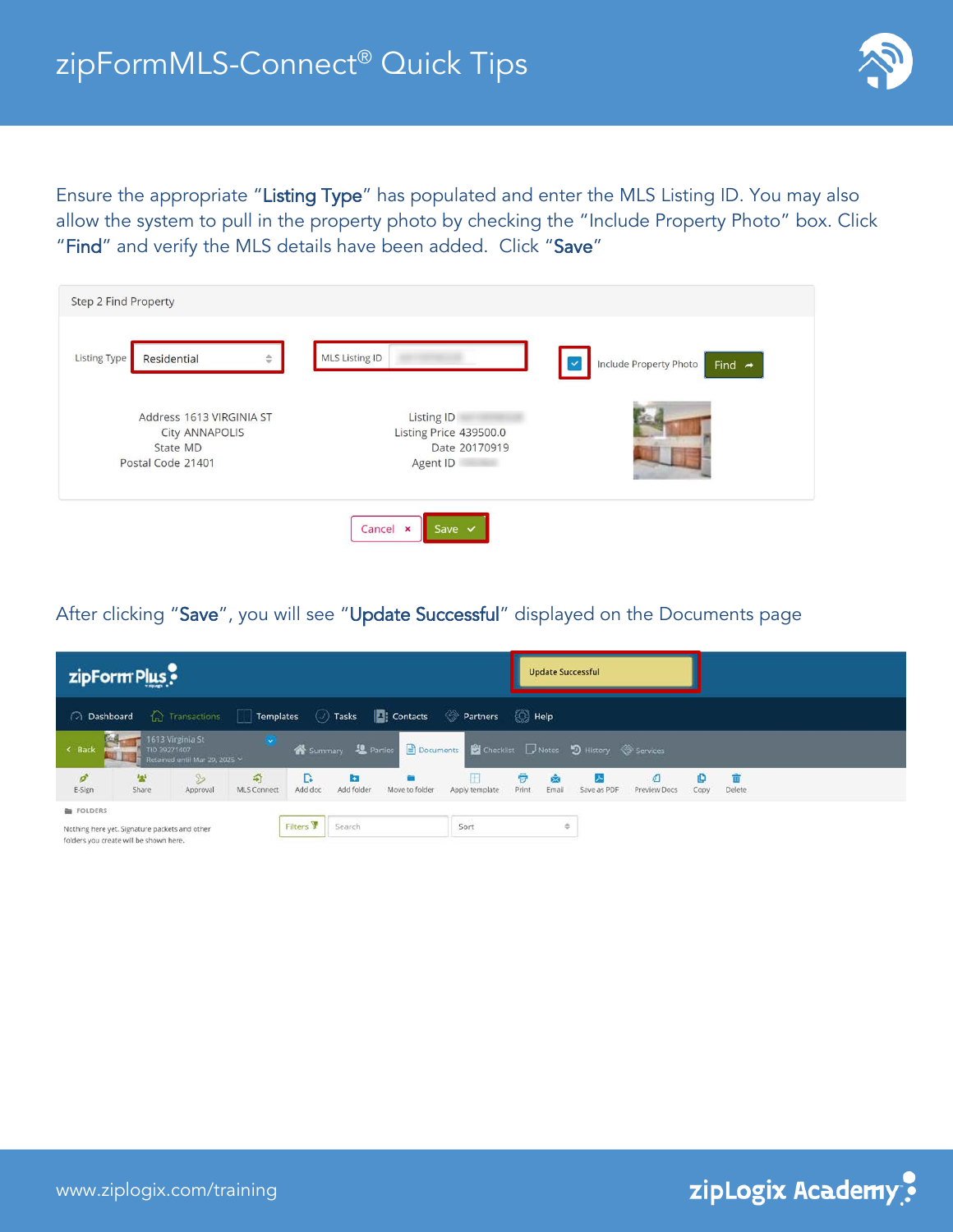Ensure the appropriate “**Listing Type**” has populated and enter the MLS Listing ID. You may also allow the system to pull in the property photo by checking the “Include Property Photo” box. Click “**Find**” and verify the MLS details have been added. Click “**Save**”

Step 2 Find Property

Listing Type: Residential | MLS Listing ID | Include Property Photo | Find

Address 1613 VIRGINIA ST
City ANNAPOLIS
State MD
Postal Code 21401

Listing ID
Listing Price 439500.0
Date 20170919
Agent ID

Cancel | Save

After clicking “**Save**”, you will see “**Update Successful**” displayed on the Documents page

Update Successful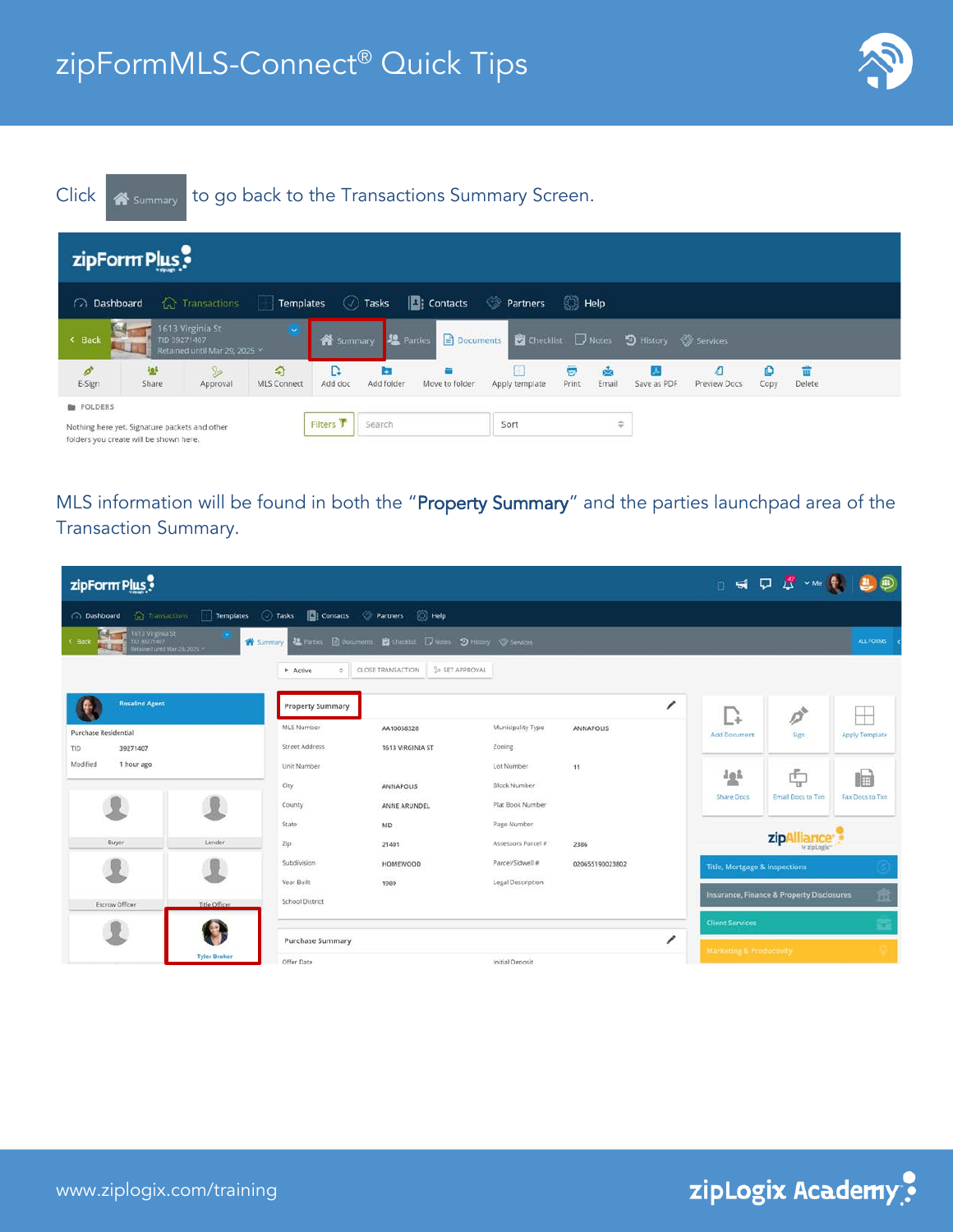Click Summary to go back to the Transactions Summary Screen.

MLS information will be found in both the "Property Summary" and the parties launchpad area of the Transaction Summary.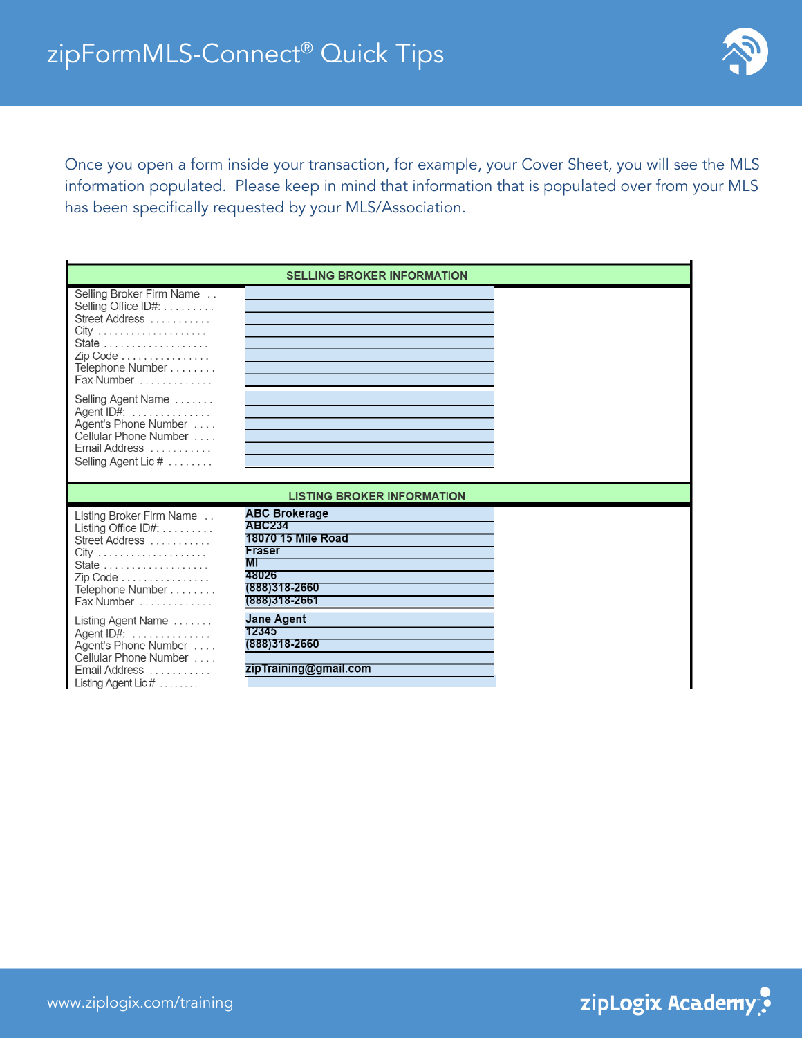Once you open a form inside your transaction, for example, your Cover Sheet, you will see the MLS information populated. Please keep in mind that information that is populated over from your MLS has been specifically requested by your MLS/Association.

| SELLING BROKER INFORMATION | |
|---|---|
| Selling Broker Firm Name | |
| Selling Office ID#: | |
| Street Address | |
| City | |
| State | |
| Zip Code | |
| Telephone Number | |
| Fax Number | |
| Selling Agent Name | |
| Agent ID#: | |
| Agent's Phone Number | |
| Cellular Phone Number | |
| Email Address | |
| Selling Agent Lic # | |

| LISTING BROKER INFORMATION | |
|---|---|
| Listing Broker Firm Name | **ABC Brokerage** |
| Listing Office ID#: | **ABC234** |
| Street Address | **18070 15 Mile Road** |
| City | **Fraser** |
| State | **MI** |
| Zip Code | **48026** |
| Telephone Number | **(888)318-2660** |
| Fax Number | **(888)318-2661** |
| Listing Agent Name | **Jane Agent** |
| Agent ID#: | **12345** |
| Agent's Phone Number | **(888)318-2660** |
| Cellular Phone Number | |
| Email Address | **zipTraining@gmail.com** |
| Listing Agent Lic # | |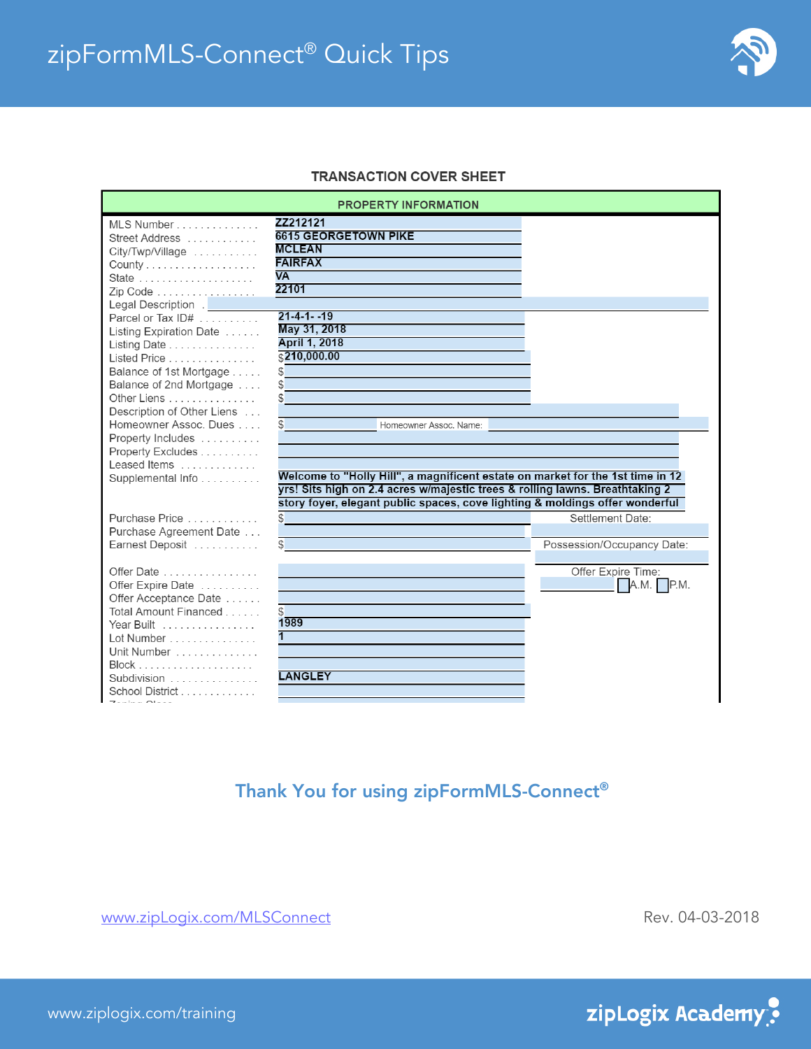## TRANSACTION COVER SHEET

| PROPERTY INFORMATION | | | |
|---|---|---|---|
| MLS Number | ZZ212121 | | |
| Street Address | 6615 GEORGETOWN PIKE | | |
| City/Twp/Village | MCLEAN | | |
| County | FAIRFAX | | |
| State | VA | | |
| Zip Code | 22101 | | |
| Legal Description | | | |
| Parcel or Tax ID# | 21-4-1- -19 | | |
| Listing Expiration Date | May 31, 2018 | | |
| Listing Date | April 1, 2018 | | |
| Listed Price | $210,000.00 | | |
| Balance of 1st Mortgage | $ | | |
| Balance of 2nd Mortgage | $ | | |
| Other Liens | $ | | |
| Description of Other Liens | | | |
| Homeowner Assoc. Dues | $ | Homeowner Assoc. Name: | |
| Property Includes | | | |
| Property Excludes | | | |
| Leased Items | | | |
| Supplemental Info | Welcome to "Holly Hill", a magnificent estate on market for the 1st time in 12 yrs! Sits high on 2.4 acres w/majestic trees & rolling lawns. Breathtaking 2 story foyer, elegant public spaces, cove lighting & moldings offer wonderful | | |
| Purchase Price | $ | Settlement Date: | |
| Purchase Agreement Date | | | |
| Earnest Deposit | $ | Possession/Occupancy Date: | |
| Offer Date | | Offer Expire Time: | |
| Offer Expire Date | | ☐ A.M. ☐ P.M. | |
| Offer Acceptance Date | | | |
| Total Amount Financed | $ | | |
| Year Built | 1989 | | |
| Lot Number | 1 | | |
| Unit Number | | | |
| Block | | | |
| Subdivision | LANGLEY | | |
| School District | | | |

Thank You for using zipFormMLS-Connect®

www.zipLogix.com/MLSConnect

Rev. 04-03-2018